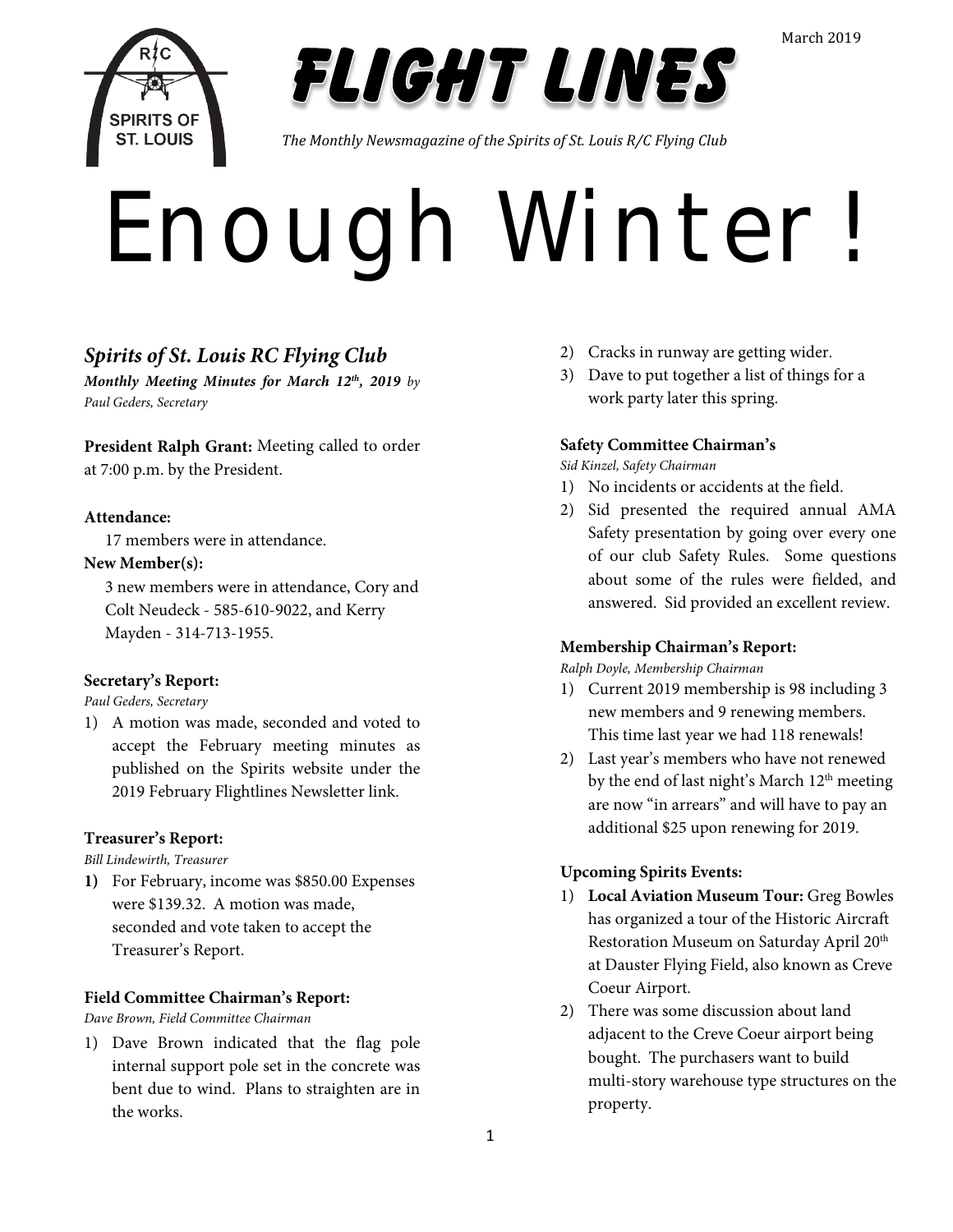March 2019

# FLIGHT LINES

*The Monthly Newsmagazine of the Spirits of St. Louis R/C Flying Club*

# Enough Winter!

## *Spirits of St. Louis RC Flying Club*

***Monthly Meeting Minutes for March 12th, 2019*** *by Paul Geders, Secretary*

**President Ralph Grant:** Meeting called to order at 7:00 p.m. by the President.

**Attendance:**

17 members were in attendance.

**New Member(s):**

3 new members were in attendance, Cory and Colt Neudeck - 585-610-9022, and Kerry Mayden - 314-713-1955.

**Secretary's Report:**

*Paul Geders, Secretary*

1) A motion was made, seconded and voted to accept the February meeting minutes as published on the Spirits website under the 2019 February Flightlines Newsletter link.

**Treasurer's Report:**

*Bill Lindewirth, Treasurer*

1) For February, income was $850.00 Expenses were $139.32. A motion was made, seconded and vote taken to accept the Treasurer's Report.

**Field Committee Chairman's Report:**

*Dave Brown, Field Committee Chairman*

1) Dave Brown indicated that the flag pole internal support pole set in the concrete was bent due to wind. Plans to straighten are in the works.
2) Cracks in runway are getting wider.
3) Dave to put together a list of things for a work party later this spring.

**Safety Committee Chairman's**

*Sid Kinzel, Safety Chairman*

1) No incidents or accidents at the field.
2) Sid presented the required annual AMA Safety presentation by going over every one of our club Safety Rules. Some questions about some of the rules were fielded, and answered. Sid provided an excellent review.

**Membership Chairman's Report:**

*Ralph Doyle, Membership Chairman*

1) Current 2019 membership is 98 including 3 new members and 9 renewing members. This time last year we had 118 renewals!
2) Last year's members who have not renewed by the end of last night's March 12th meeting are now "in arrears" and will have to pay an additional $25 upon renewing for 2019.

**Upcoming Spirits Events:**

1) **Local Aviation Museum Tour:** Greg Bowles has organized a tour of the Historic Aircraft Restoration Museum on Saturday April 20th at Dauster Flying Field, also known as Creve Coeur Airport.
2) There was some discussion about land adjacent to the Creve Coeur airport being bought. The purchasers want to build multi-story warehouse type structures on the property.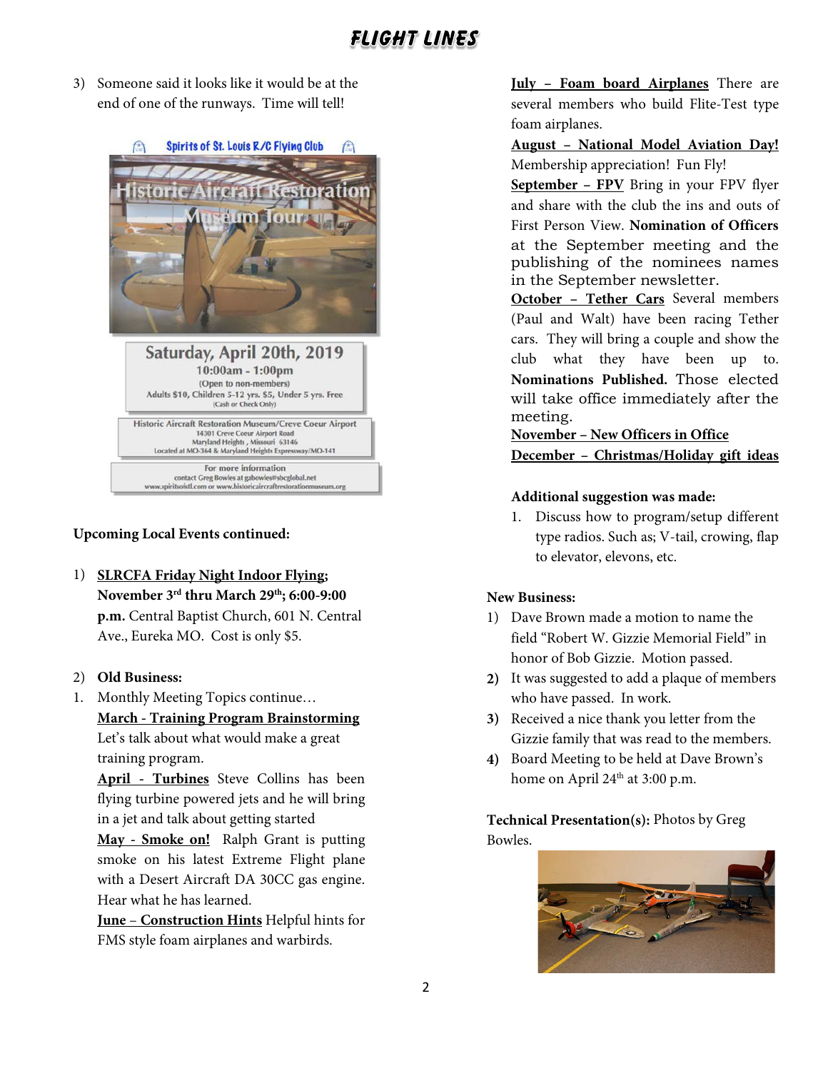3) Someone said it looks like it would be at the end of one of the runways. Time will tell!

Spirits of St. Louis R/C Flying Club

Historic Aircraft Restoration Museum Tour

Saturday, April 20th, 2019
10:00am - 1:00pm
(Open to non-members)
Adults $10, Children 5-12 yrs. $5, Under 5 yrs. Free
(Cash or Check Only)

Historic Aircraft Restoration Museum/Creve Coeur Airport
14301 Creve Coeur Airport Road
Maryland Heights, Missouri 63146
Located at MO-364 & Maryland Heights Expressway/MO-141

For more information
contact Greg Bowles at gabowles@sbcglobal.net
www.spiritsofstl.com or www.historicaircraftrestorationmuseum.org

**Upcoming Local Events continued:**

1) **SLRCFA Friday Night Indoor Flying; November 3rd thru March 29th; 6:00-9:00 p.m.** Central Baptist Church, 601 N. Central Ave., Eureka MO. Cost is only $5.

2) **Old Business:**

1. Monthly Meeting Topics continue…

   **March - Training Program Brainstorming** Let's talk about what would make a great training program.

   **April - Turbines** Steve Collins has been flying turbine powered jets and he will bring in a jet and talk about getting started

   **May - Smoke on!** Ralph Grant is putting smoke on his latest Extreme Flight plane with a Desert Aircraft DA 30CC gas engine. Hear what he has learned.

   **June – Construction Hints** Helpful hints for FMS style foam airplanes and warbirds.

   **July – Foam board Airplanes** There are several members who build Flite-Test type foam airplanes.

   **August – National Model Aviation Day!** Membership appreciation! Fun Fly!

   **September – FPV** Bring in your FPV flyer and share with the club the ins and outs of First Person View. **Nomination of Officers** at the September meeting and the publishing of the nominees names in the September newsletter.

   **October – Tether Cars** Several members (Paul and Walt) have been racing Tether cars. They will bring a couple and show the club what they have been up to. **Nominations Published.** Those elected will take office immediately after the meeting.

   **November – New Officers in Office**

   **December – Christmas/Holiday gift ideas**

**Additional suggestion was made:**

1. Discuss how to program/setup different type radios. Such as; V-tail, crowing, flap to elevator, elevons, etc.

**New Business:**

1) Dave Brown made a motion to name the field "Robert W. Gizzie Memorial Field" in honor of Bob Gizzie. Motion passed.
2) It was suggested to add a plaque of members who have passed. In work.
3) Received a nice thank you letter from the Gizzie family that was read to the members.
4) Board Meeting to be held at Dave Brown's home on April 24th at 3:00 p.m.

**Technical Presentation(s):** Photos by Greg Bowles.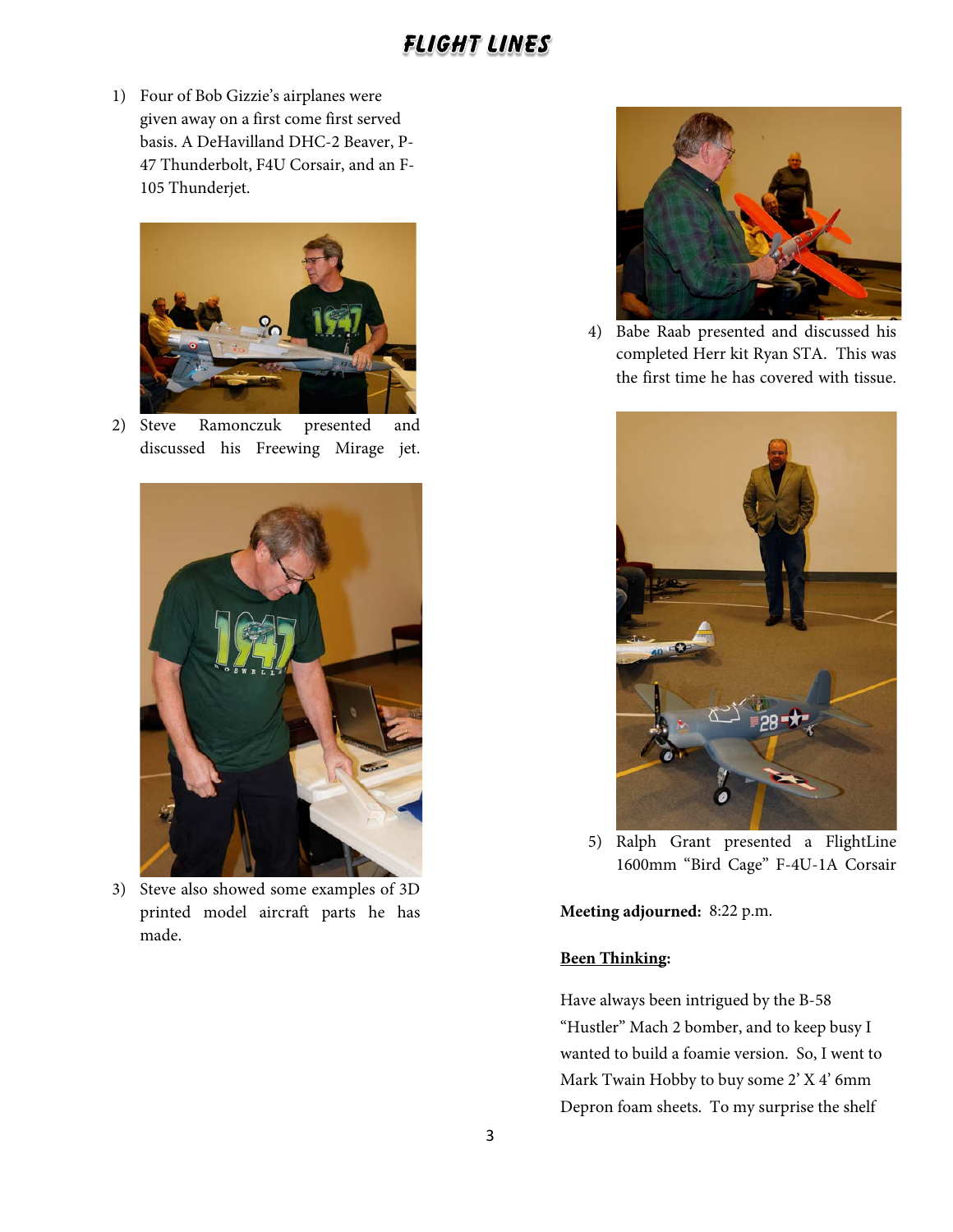1) Four of Bob Gizzie's airplanes were given away on a first come first served basis. A DeHavilland DHC-2 Beaver, P-47 Thunderbolt, F4U Corsair, and an F-105 Thunderjet.

2) Steve Ramonczuk presented and discussed his Freewing Mirage jet.

3) Steve also showed some examples of 3D printed model aircraft parts he has made.

4) Babe Raab presented and discussed his completed Herr kit Ryan STA. This was the first time he has covered with tissue.

5) Ralph Grant presented a FlightLine 1600mm "Bird Cage" F-4U-1A Corsair

**Meeting adjourned:** 8:22 p.m.

**Been Thinking:**

Have always been intrigued by the B-58 "Hustler" Mach 2 bomber, and to keep busy I wanted to build a foamie version. So, I went to Mark Twain Hobby to buy some 2' X 4' 6mm Depron foam sheets. To my surprise the shelf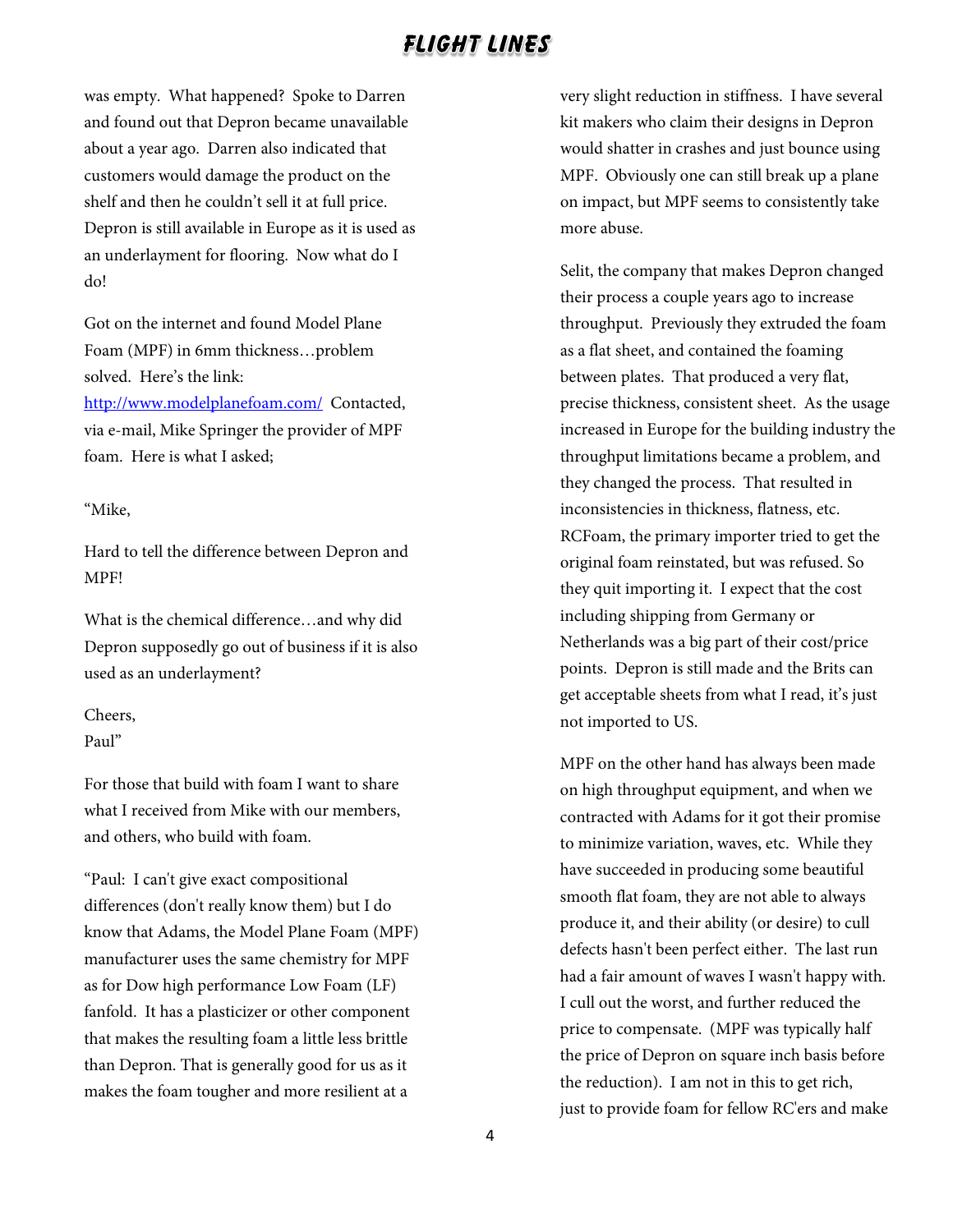was empty. What happened? Spoke to Darren and found out that Depron became unavailable about a year ago. Darren also indicated that customers would damage the product on the shelf and then he couldn't sell it at full price. Depron is still available in Europe as it is used as an underlayment for flooring. Now what do I do!

Got on the internet and found Model Plane Foam (MPF) in 6mm thickness…problem solved. Here's the link: [http://www.modelplanefoam.com/](http://www.modelplanefoam.com/) Contacted, via e-mail, Mike Springer the provider of MPF foam. Here is what I asked;

"Mike,

Hard to tell the difference between Depron and MPF!

What is the chemical difference…and why did Depron supposedly go out of business if it is also used as an underlayment?

Cheers,
Paul"

For those that build with foam I want to share what I received from Mike with our members, and others, who build with foam.

"Paul: I can't give exact compositional differences (don't really know them) but I do know that Adams, the Model Plane Foam (MPF) manufacturer uses the same chemistry for MPF as for Dow high performance Low Foam (LF) fanfold. It has a plasticizer or other component that makes the resulting foam a little less brittle than Depron. That is generally good for us as it makes the foam tougher and more resilient at a very slight reduction in stiffness. I have several kit makers who claim their designs in Depron would shatter in crashes and just bounce using MPF. Obviously one can still break up a plane on impact, but MPF seems to consistently take more abuse.

Selit, the company that makes Depron changed their process a couple years ago to increase throughput. Previously they extruded the foam as a flat sheet, and contained the foaming between plates. That produced a very flat, precise thickness, consistent sheet. As the usage increased in Europe for the building industry the throughput limitations became a problem, and they changed the process. That resulted in inconsistencies in thickness, flatness, etc. RCFoam, the primary importer tried to get the original foam reinstated, but was refused. So they quit importing it. I expect that the cost including shipping from Germany or Netherlands was a big part of their cost/price points. Depron is still made and the Brits can get acceptable sheets from what I read, it's just not imported to US.

MPF on the other hand has always been made on high throughput equipment, and when we contracted with Adams for it got their promise to minimize variation, waves, etc. While they have succeeded in producing some beautiful smooth flat foam, they are not able to always produce it, and their ability (or desire) to cull defects hasn't been perfect either. The last run had a fair amount of waves I wasn't happy with. I cull out the worst, and further reduced the price to compensate. (MPF was typically half the price of Depron on square inch basis before the reduction). I am not in this to get rich, just to provide foam for fellow RC'ers and make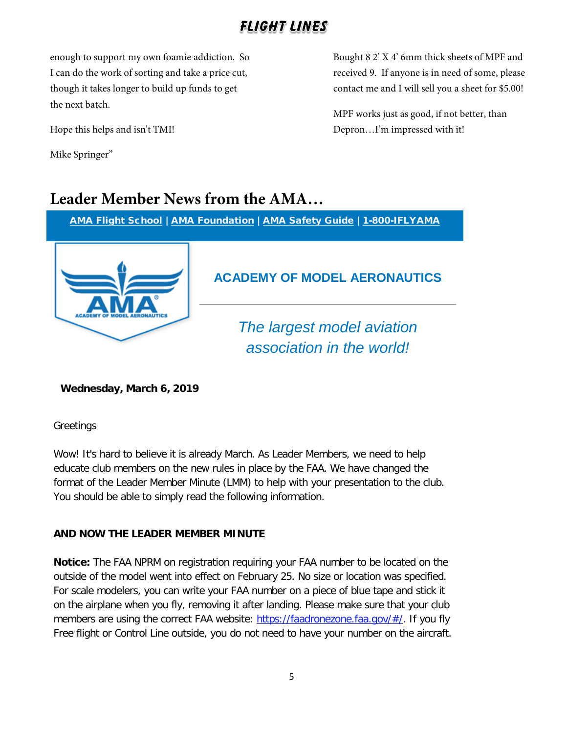enough to support my own foamie addiction. So I can do the work of sorting and take a price cut, though it takes longer to build up funds to get the next batch.

Hope this helps and isn't TMI!

Mike Springer"

Bought 8 2' X 4' 6mm thick sheets of MPF and received 9. If anyone is in need of some, please contact me and I will sell you a sheet for $5.00!

MPF works just as good, if not better, than Depron…I'm impressed with it!

# Leader Member News from the AMA…

**AMA Flight School** | **AMA Foundation** | **AMA Safety Guide** | **1-800-IFLYAMA**

AMA ACADEMY OF MODEL AERONAUTICS

**ACADEMY OF MODEL AERONAUTICS**

*The largest model aviation association in the world!*

**Wednesday, March 6, 2019**

Greetings

Wow! It's hard to believe it is already March. As Leader Members, we need to help educate club members on the new rules in place by the FAA. We have changed the format of the Leader Member Minute (LMM) to help with your presentation to the club. You should be able to simply read the following information.

**AND NOW THE LEADER MEMBER MINUTE**

**Notice:** The FAA NPRM on registration requiring your FAA number to be located on the outside of the model went into effect on February 25. No size or location was specified. For scale modelers, you can write your FAA number on a piece of blue tape and stick it on the airplane when you fly, removing it after landing. Please make sure that your club members are using the correct FAA website: [https://faadronezone.faa.gov/#/](https://faadronezone.faa.gov/#/). If you fly Free flight or Control Line outside, you do not need to have your number on the aircraft.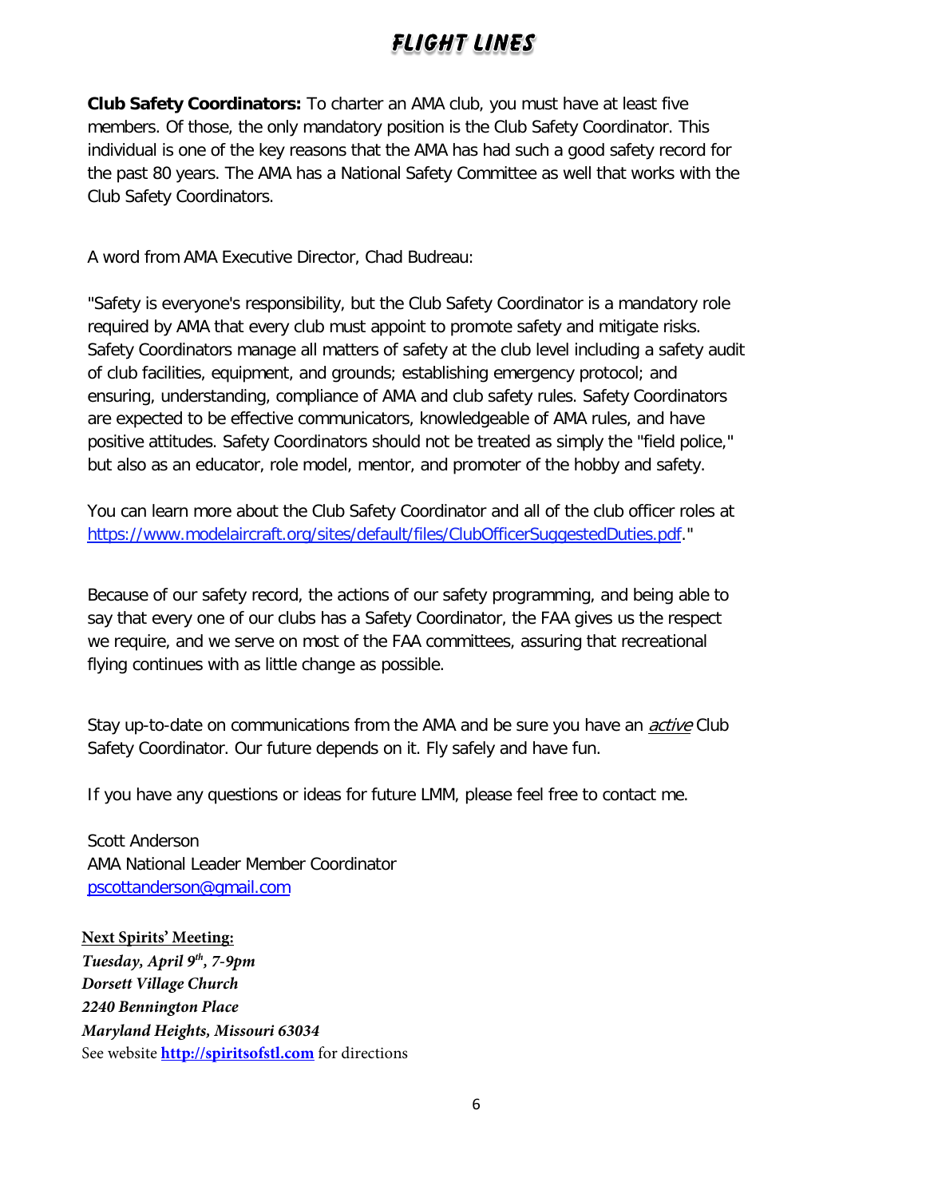**Club Safety Coordinators:** To charter an AMA club, you must have at least five members. Of those, the only mandatory position is the Club Safety Coordinator. This individual is one of the key reasons that the AMA has had such a good safety record for the past 80 years. The AMA has a National Safety Committee as well that works with the Club Safety Coordinators.

A word from AMA Executive Director, Chad Budreau:

"Safety is everyone's responsibility, but the Club Safety Coordinator is a mandatory role required by AMA that every club must appoint to promote safety and mitigate risks. Safety Coordinators manage all matters of safety at the club level including a safety audit of club facilities, equipment, and grounds; establishing emergency protocol; and ensuring, understanding, compliance of AMA and club safety rules. Safety Coordinators are expected to be effective communicators, knowledgeable of AMA rules, and have positive attitudes. Safety Coordinators should not be treated as simply the "field police," but also as an educator, role model, mentor, and promoter of the hobby and safety.

You can learn more about the Club Safety Coordinator and all of the club officer roles at [https://www.modelaircraft.org/sites/default/files/ClubOfficerSuggestedDuties.pdf](https://www.modelaircraft.org/sites/default/files/ClubOfficerSuggestedDuties.pdf)."

Because of our safety record, the actions of our safety programming, and being able to say that every one of our clubs has a Safety Coordinator, the FAA gives us the respect we require, and we serve on most of the FAA committees, assuring that recreational flying continues with as little change as possible.

Stay up-to-date on communications from the AMA and be sure you have an *active* Club Safety Coordinator. Our future depends on it. Fly safely and have fun.

If you have any questions or ideas for future LMM, please feel free to contact me.

Scott Anderson
AMA National Leader Member Coordinator
[pscottanderson@gmail.com](mailto:pscottanderson@gmail.com)

**Next Spirits' Meeting:**
***Tuesday, April 9th, 7-9pm***
***Dorsett Village Church***
***2240 Bennington Place***
***Maryland Heights, Missouri 63034***
See website **[http://spiritsofstl.com](http://spiritsofstl.com)** for directions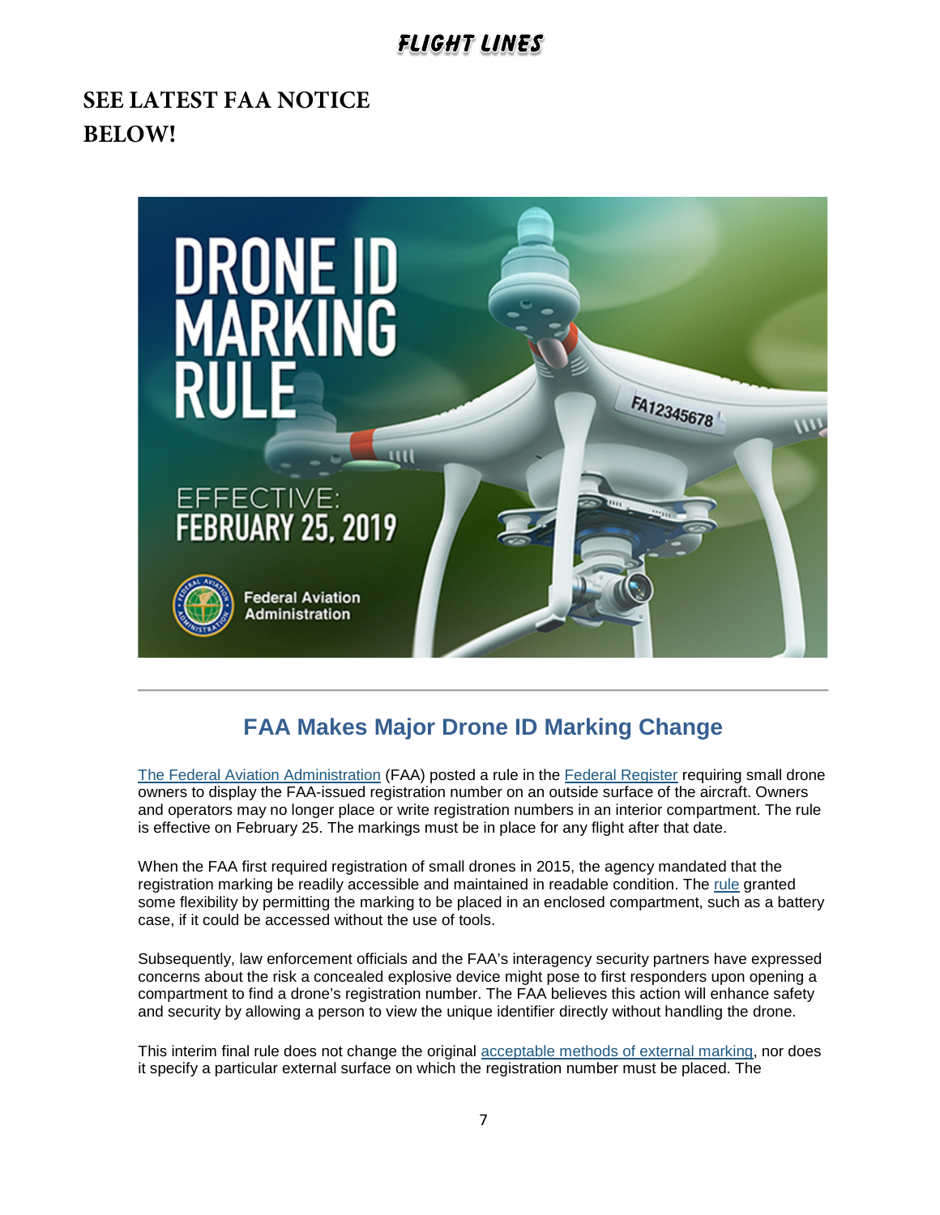## SEE LATEST FAA NOTICE BELOW!

## FAA Makes Major Drone ID Marking Change

The Federal Aviation Administration (FAA) posted a rule in the Federal Register requiring small drone owners to display the FAA-issued registration number on an outside surface of the aircraft. Owners and operators may no longer place or write registration numbers in an interior compartment. The rule is effective on February 25. The markings must be in place for any flight after that date.

When the FAA first required registration of small drones in 2015, the agency mandated that the registration marking be readily accessible and maintained in readable condition. The rule granted some flexibility by permitting the marking to be placed in an enclosed compartment, such as a battery case, if it could be accessed without the use of tools.

Subsequently, law enforcement officials and the FAA's interagency security partners have expressed concerns about the risk a concealed explosive device might pose to first responders upon opening a compartment to find a drone's registration number. The FAA believes this action will enhance safety and security by allowing a person to view the unique identifier directly without handling the drone.

This interim final rule does not change the original acceptable methods of external marking, nor does it specify a particular external surface on which the registration number must be placed. The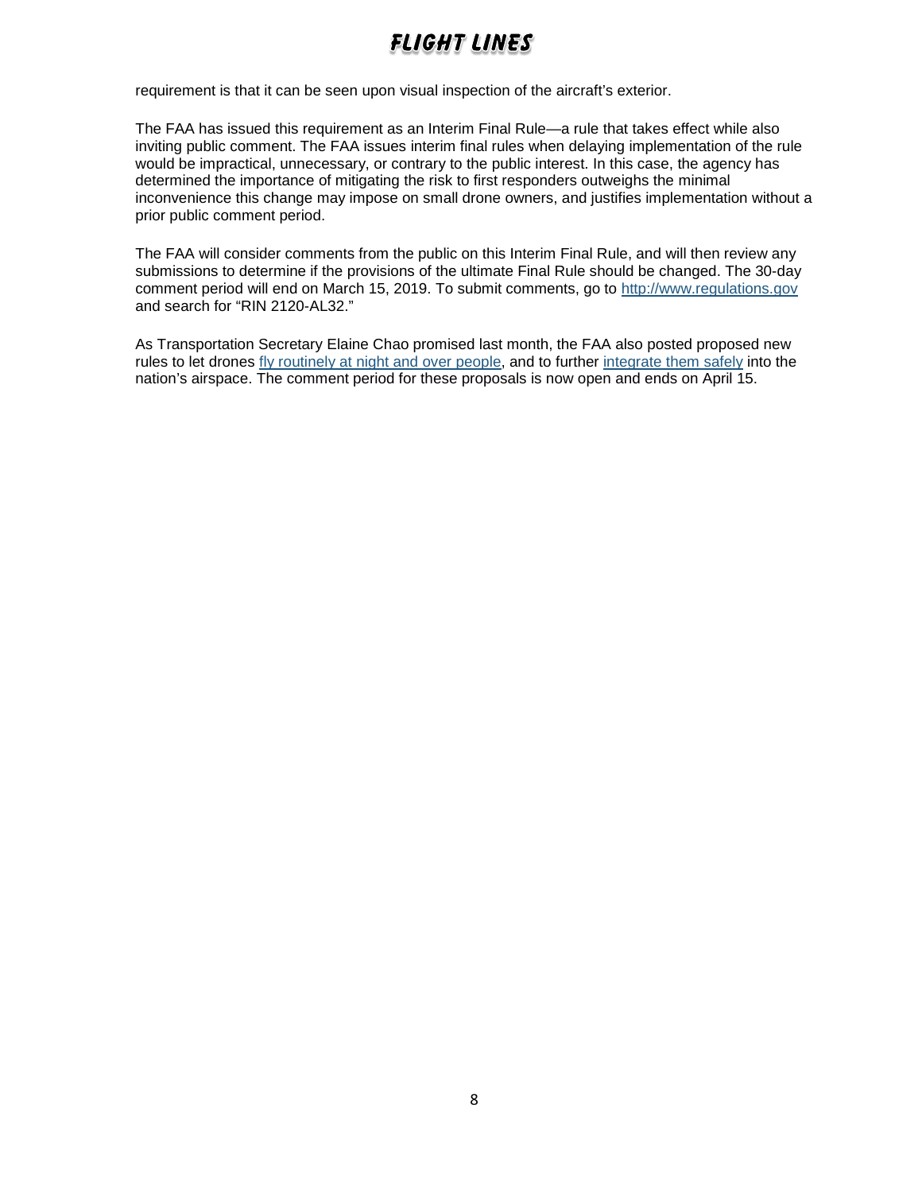requirement is that it can be seen upon visual inspection of the aircraft's exterior.

The FAA has issued this requirement as an Interim Final Rule—a rule that takes effect while also inviting public comment. The FAA issues interim final rules when delaying implementation of the rule would be impractical, unnecessary, or contrary to the public interest. In this case, the agency has determined the importance of mitigating the risk to first responders outweighs the minimal inconvenience this change may impose on small drone owners, and justifies implementation without a prior public comment period.

The FAA will consider comments from the public on this Interim Final Rule, and will then review any submissions to determine if the provisions of the ultimate Final Rule should be changed. The 30-day comment period will end on March 15, 2019. To submit comments, go to http://www.regulations.gov and search for "RIN 2120-AL32."

As Transportation Secretary Elaine Chao promised last month, the FAA also posted proposed new rules to let drones fly routinely at night and over people, and to further integrate them safely into the nation's airspace. The comment period for these proposals is now open and ends on April 15.